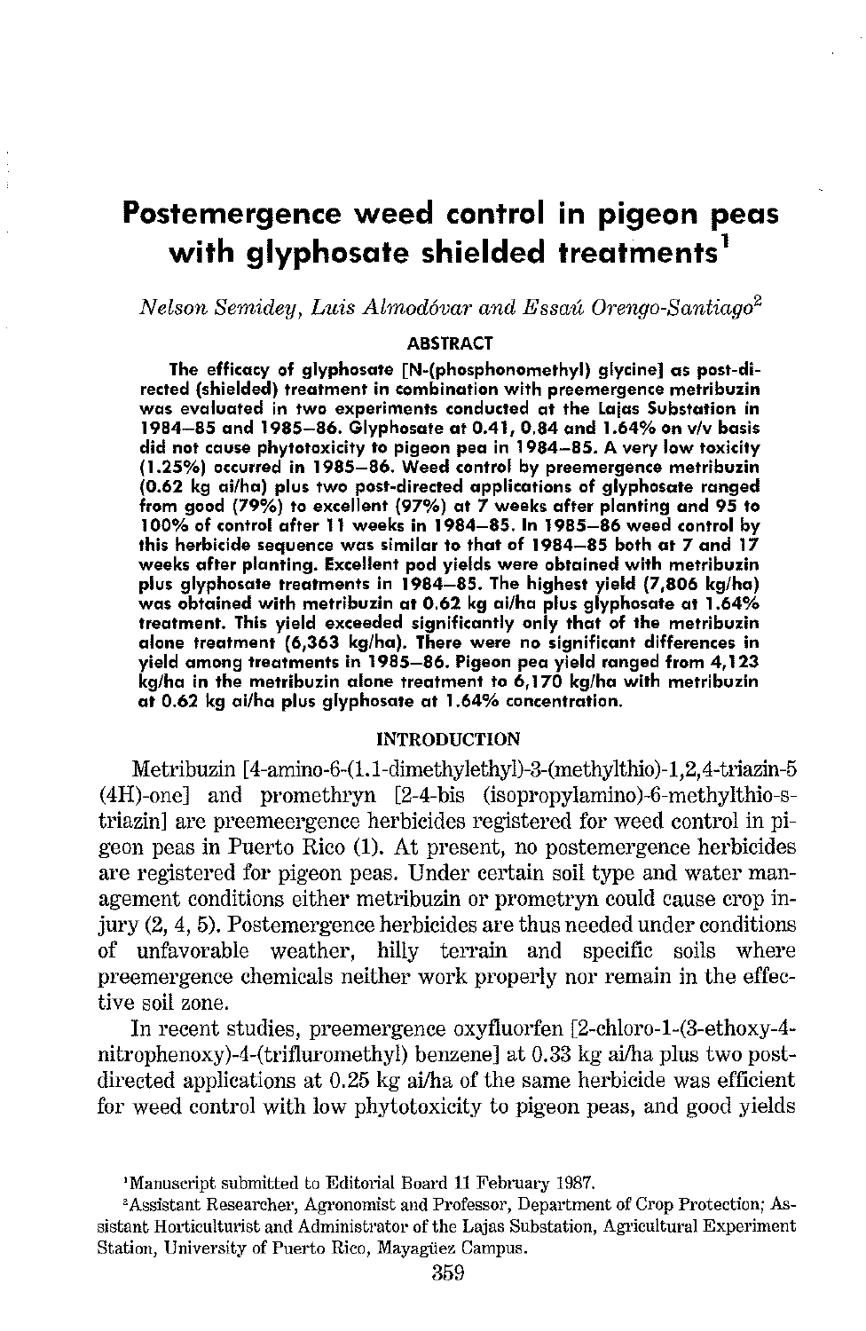# Postemergence weed control in pigeon peas with glyphosate shielded treatments[1]

*Nelson Semidey, Luis Almodóvar and Essaú Orengo-Santiago*[2]

## ABSTRACT

**The efficacy of glyphosate [N-(phosphonomethyl) glycine] as post-directed (shielded) treatment in combination with preemergence metribuzin was evaluated in two experiments conducted at the Lajas Substation in 1984–85 and 1985–86. Glyphosate at 0.41, 0.84 and 1.64% on v/v basis did not cause phytotoxicity to pigeon pea in 1984–85. A very low toxicity (1.25%) occurred in 1985–86. Weed control by preemergence metribuzin (0.62 kg ai/ha) plus two post-directed applications of glyphosate ranged from good (79%) to excellent (97%) at 7 weeks after planting and 95 to 100% of control after 11 weeks in 1984–85. In 1985–86 weed control by this herbicide sequence was similar to that of 1984–85 both at 7 and 17 weeks after planting. Excellent pod yields were obtained with metribuzin plus glyphosate treatments in 1984–85. The highest yield (7,806 kg/ha) was obtained with metribuzin at 0.62 kg ai/ha plus glyphosate at 1.64% treatment. This yield exceeded significantly only that of the metribuzin alone treatment (6,363 kg/ha). There were no significant differences in yield among treatments in 1985–86. Pigeon pea yield ranged from 4,123 kg/ha in the metribuzin alone treatment to 6,170 kg/ha with metribuzin at 0.62 kg ai/ha plus glyphosate at 1.64% concentration.**

## INTRODUCTION

Metribuzin [4-amino-6-(1.1-dimethylethyl)-3-(methylthio)-1,2,4-triazin-5 (4H)-one] and promethryn [2-4-bis (isopropylamino)-6-methylthio-s-triazin] are preemeergence herbicides registered for weed control in pigeon peas in Puerto Rico (1). At present, no postemergence herbicides are registered for pigeon peas. Under certain soil type and water management conditions either metribuzin or prometryn could cause crop injury (2, 4, 5). Postemergence herbicides are thus needed under conditions of unfavorable weather, hilly terrain and specific soils where preemergence chemicals neither work properly nor remain in the effective soil zone.

In recent studies, preemergence oxyfluorfen [2-chloro-1-(3-ethoxy-4-nitrophenoxy)-4-(trifluromethyl) benzene] at 0.33 kg ai/ha plus two post-directed applications at 0.25 kg ai/ha of the same herbicide was efficient for weed control with low phytotoxicity to pigeon peas, and good yields

---

[1] Manuscript submitted to Editorial Board 11 February 1987.

[2] Assistant Researcher, Agronomist and Professor, Department of Crop Protection; Assistant Horticulturist and Administrator of the Lajas Substation, Agricultural Experiment Station, University of Puerto Rico, Mayagüez Campus.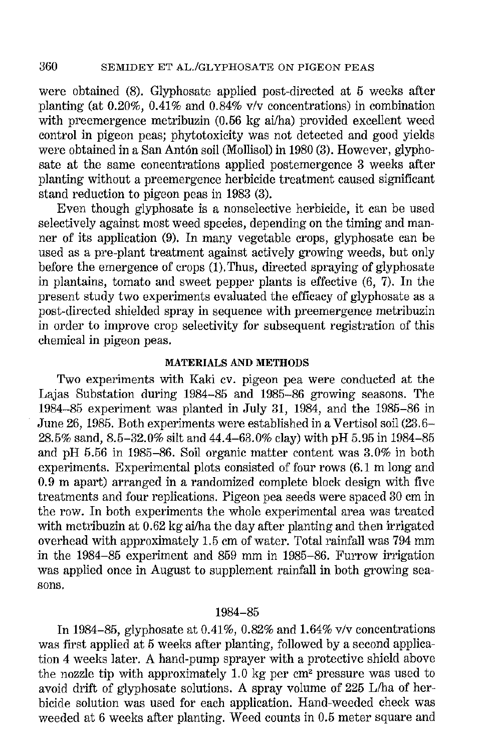were obtained (8). Glyphosate applied post-directed at 5 weeks after planting (at 0.20%, 0.41% and 0.84% v/v concentrations) in combination with preemergence metribuzin (0.56 kg ai/ha) provided excellent weed control in pigeon peas; phytotoxicity was not detected and good yields were obtained in a San Antón soil (Mollisol) in 1980 (3). However, glyphosate at the same concentrations applied postemergence 3 weeks after planting without a preemergence herbicide treatment caused significant stand reduction to pigeon peas in 1983 (3).

Even though glyphosate is a nonselective herbicide, it can be used selectively against most weed species, depending on the timing and manner of its application (9). In many vegetable crops, glyphosate can be used as a pre-plant treatment against actively growing weeds, but only before the emergence of crops (1). Thus, directed spraying of glyphosate in plantains, tomato and sweet pepper plants is effective (6, 7). In the present study two experiments evaluated the efficacy of glyphosate as a post-directed shielded spray in sequence with preemergence metribuzin in order to improve crop selectivity for subsequent registration of this chemical in pigeon peas.

## MATERIALS AND METHODS

Two experiments with Kaki cv. pigeon pea were conducted at the Lajas Substation during 1984–85 and 1985–86 growing seasons. The 1984–85 experiment was planted in July 31, 1984, and the 1985–86 in June 26, 1985. Both experiments were established in a Vertisol soil (23.6–28.5% sand, 8.5–32.0% silt and 44.4–63.0% clay) with pH 5.95 in 1984–85 and pH 5.56 in 1985–86. Soil organic matter content was 3.0% in both experiments. Experimental plots consisted of four rows (6.1 m long and 0.9 m apart) arranged in a randomized complete block design with five treatments and four replications. Pigeon pea seeds were spaced 30 cm in the row. In both experiments the whole experimental area was treated with metribuzin at 0.62 kg ai/ha the day after planting and then irrigated overhead with approximately 1.5 cm of water. Total rainfall was 794 mm in the 1984–85 experiment and 859 mm in 1985–86. Furrow irrigation was applied once in August to supplement rainfall in both growing seasons.

### 1984–85

In 1984–85, glyphosate at 0.41%, 0.82% and 1.64% v/v concentrations was first applied at 5 weeks after planting, followed by a second application 4 weeks later. A hand-pump sprayer with a protective shield above the nozzle tip with approximately 1.0 kg per $cm^2$ pressure was used to avoid drift of glyphosate solutions. A spray volume of 225 L/ha of herbicide solution was used for each application. Hand-weeded check was weeded at 6 weeks after planting. Weed counts in 0.5 meter square and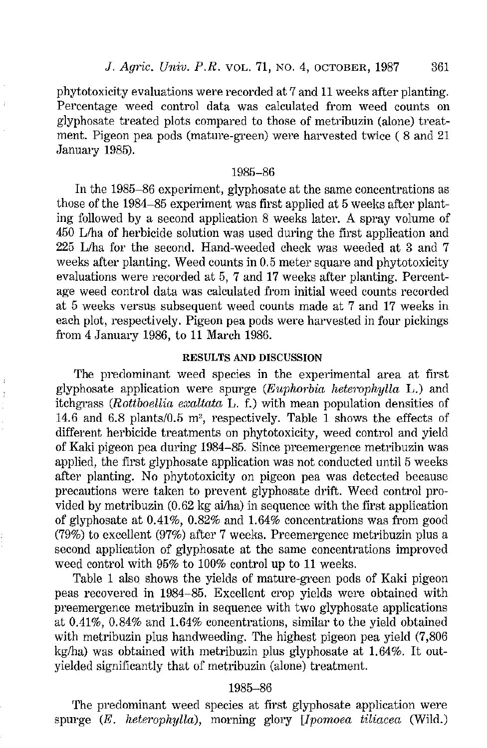phytotoxicity evaluations were recorded at 7 and 11 weeks after planting. Percentage weed control data was calculated from weed counts on glyphosate treated plots compared to those of metribuzin (alone) treatment. Pigeon pea pods (mature-green) were harvested twice ( 8 and 21 January 1985).

### 1985–86

In the 1985–86 experiment, glyphosate at the same concentrations as those of the 1984–85 experiment was first applied at 5 weeks after planting followed by a second application 8 weeks later. A spray volume of 450 L/ha of herbicide solution was used during the first application and 225 L/ha for the second. Hand-weeded check was weeded at 3 and 7 weeks after planting. Weed counts in 0.5 meter square and phytotoxicity evaluations were recorded at 5, 7 and 17 weeks after planting. Percentage weed control data was calculated from initial weed counts recorded at 5 weeks versus subsequent weed counts made at 7 and 17 weeks in each plot, respectively. Pigeon pea pods were harvested in four pickings from 4 January 1986, to 11 March 1986.

## RESULTS AND DISCUSSION

The predominant weed species in the experimental area at first glyphosate application were spurge (*Euphorbia heterophylla* L.) and itchgrass (*Rottboellia exaltata* L. f.) with mean population densities of 14.6 and 6.8 plants/0.5 $m^2$, respectively. Table 1 shows the effects of different herbicide treatments on phytotoxicity, weed control and yield of Kaki pigeon pea during 1984–85. Since preemergence metribuzin was applied, the first glyphosate application was not conducted until 5 weeks after planting. No phytotoxicity on pigeon pea was detected because precautions were taken to prevent glyphosate drift. Weed control provided by metribuzin (0.62 kg ai/ha) in sequence with the first application of glyphosate at 0.41%, 0.82% and 1.64% concentrations was from good (79%) to excellent (97%) after 7 weeks. Preemergence metribuzin plus a second application of glyphosate at the same concentrations improved weed control with 95% to 100% control up to 11 weeks.

Table 1 also shows the yields of mature-green pods of Kaki pigeon peas recovered in 1984–85. Excellent crop yields were obtained with preemergence metribuzin in sequence with two glyphosate applications at 0.41%, 0.84% and 1.64% concentrations, similar to the yield obtained with metribuzin plus handweeding. The highest pigeon pea yield (7,806 kg/ha) was obtained with metribuzin plus glyphosate at 1.64%. It outyielded significantly that of metribuzin (alone) treatment.

### 1985–86

The predominant weed species at first glyphosate application were spurge (*E. heterophylla*), morning glory [*Ipomoea tiliacea* (Wild.)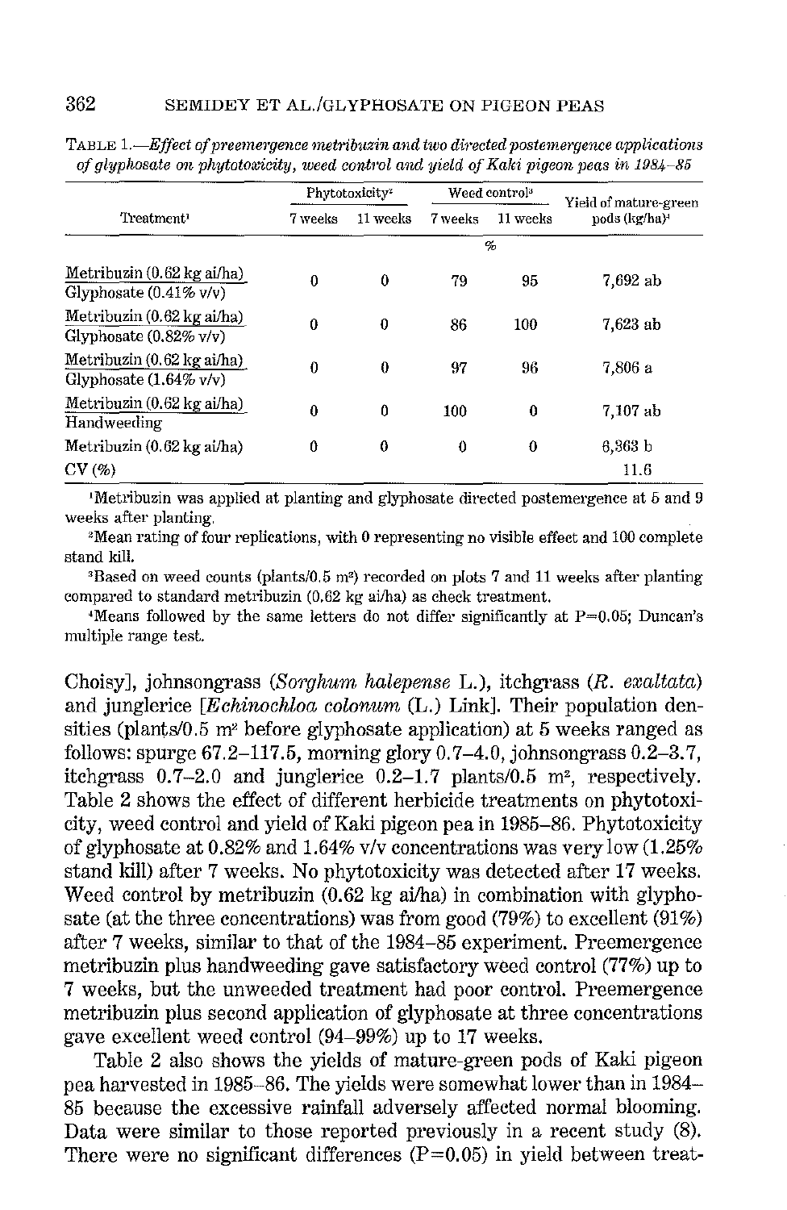TABLE 1.—*Effect of preemergence metribuzin and two directed postemergence applications of glyphosate on phytotoxicity, weed control and yield of Kaki pigeon peas in 1984–85*

| Treatment[1] | Phytotoxicity[2] | | Weed control[3] | | Yield of mature-green pods (kg/ha)[4] |
|---|---|---|---|---|---|
| | 7 weeks | 11 weeks | 7 weeks | 11 weeks | |
| | % | | | | |
| Metribuzin (0.62 kg ai/ha) / Glyphosate (0.41% v/v) | 0 | 0 | 79 | 95 | 7,692 ab |
| Metribuzin (0.62 kg ai/ha) / Glyphosate (0.82% v/v) | 0 | 0 | 86 | 100 | 7,623 ab |
| Metribuzin (0.62 kg ai/ha) / Glyphosate (1.64% v/v) | 0 | 0 | 97 | 96 | 7,806 a |
| Metribuzin (0.62 kg ai/ha) / Handweeding | 0 | 0 | 100 | 0 | 7,107 ab |
| Metribuzin (0.62 kg ai/ha) | 0 | 0 | 0 | 0 | 6,363 b |
| CV (%) | | | | | 11.6 |

[1]Metribuzin was applied at planting and glyphosate directed postemergence at 5 and 9 weeks after planting.

[2]Mean rating of four replications, with 0 representing no visible effect and 100 complete stand kill.

[3]Based on weed counts (plants/0.5 $m^2$) recorded on plots 7 and 11 weeks after planting compared to standard metribuzin (0.62 kg ai/ha) as check treatment.

[4]Means followed by the same letters do not differ significantly at P=0.05; Duncan's multiple range test.

Choisy], johnsongrass (*Sorghum halepense* L.), itchgrass (*R. exaltata*) and junglerice [*Echinochloa colonum* (L.) Link]. Their population densities (plants/0.5 $m^2$ before glyphosate application) at 5 weeks ranged as follows: spurge 67.2–117.5, morning glory 0.7–4.0, johnsongrass 0.2–3.7, itchgrass 0.7–2.0 and junglerice 0.2–1.7 plants/0.5 $m^2$, respectively. Table 2 shows the effect of different herbicide treatments on phytotoxicity, weed control and yield of Kaki pigeon pea in 1985–86. Phytotoxicity of glyphosate at 0.82% and 1.64% v/v concentrations was very low (1.25% stand kill) after 7 weeks. No phytotoxicity was detected after 17 weeks. Weed control by metribuzin (0.62 kg ai/ha) in combination with glyphosate (at the three concentrations) was from good (79%) to excellent (91%) after 7 weeks, similar to that of the 1984–85 experiment. Preemergence metribuzin plus handweeding gave satisfactory weed control (77%) up to 7 weeks, but the unweeded treatment had poor control. Preemergence metribuzin plus second application of glyphosate at three concentrations gave excellent weed control (94–99%) up to 17 weeks.

Table 2 also shows the yields of mature-green pods of Kaki pigeon pea harvested in 1985–86. The yields were somewhat lower than in 1984–85 because the excessive rainfall adversely affected normal blooming. Data were similar to those reported previously in a recent study (8). There were no significant differences (P=0.05) in yield between treat-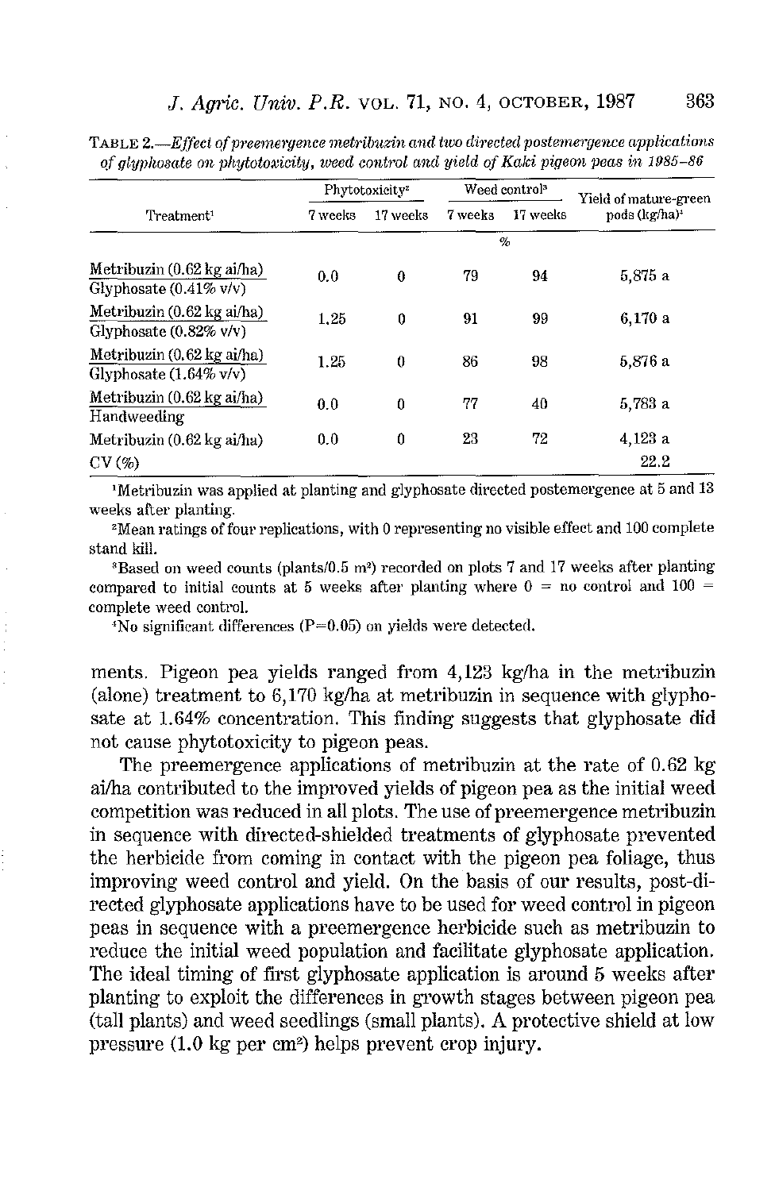TABLE 2.—*Effect of preemergence metribuzin and two directed postemergence applications of glyphosate on phytotoxicity, weed control and yield of Kaki pigeon peas in 1985–86*

| Treatment[1] | Phytotoxicity[2] | | Weed control[3] | | Yield of mature-green pods (kg/ha)[4] |
|---|---|---|---|---|---|
| | 7 weeks | 17 weeks | 7 weeks | 17 weeks | |
| | % | | | | |
| Metribuzin (0.62 kg ai/ha) / Glyphosate (0.41% v/v) | 0.0 | 0 | 79 | 94 | 5,875 a |
| Metribuzin (0.62 kg ai/ha) / Glyphosate (0.82% v/v) | 1.25 | 0 | 91 | 99 | 6,170 a |
| Metribuzin (0.62 kg ai/ha) / Glyphosate (1.64% v/v) | 1.25 | 0 | 86 | 98 | 5,876 a |
| Metribuzin (0.62 kg ai/ha) / Handweeding | 0.0 | 0 | 77 | 40 | 5,783 a |
| Metribuzin (0.62 kg ai/ha) | 0.0 | 0 | 23 | 72 | 4,123 a |
| CV (%) | | | | | 22.2 |

[1]Metribuzin was applied at planting and glyphosate directed postemergence at 5 and 13 weeks after planting.

[2]Mean ratings of four replications, with 0 representing no visible effect and 100 complete stand kill.

[3]Based on weed counts (plants/0.5 $m^2$) recorded on plots 7 and 17 weeks after planting compared to initial counts at 5 weeks after planting where 0 = no control and 100 = complete weed control.

[4]No significant differences (P=0.05) on yields were detected.

ments. Pigeon pea yields ranged from 4,123 kg/ha in the metribuzin (alone) treatment to 6,170 kg/ha at metribuzin in sequence with glyphosate at 1.64% concentration. This finding suggests that glyphosate did not cause phytotoxicity to pigeon peas.

The preemergence applications of metribuzin at the rate of 0.62 kg ai/ha contributed to the improved yields of pigeon pea as the initial weed competition was reduced in all plots. The use of preemergence metribuzin in sequence with directed-shielded treatments of glyphosate prevented the herbicide from coming in contact with the pigeon pea foliage, thus improving weed control and yield. On the basis of our results, post-directed glyphosate applications have to be used for weed control in pigeon peas in sequence with a preemergence herbicide such as metribuzin to reduce the initial weed population and facilitate glyphosate application. The ideal timing of first glyphosate application is around 5 weeks after planting to exploit the differences in growth stages between pigeon pea (tall plants) and weed seedlings (small plants). A protective shield at low pressure (1.0 kg per $cm^2$) helps prevent crop injury.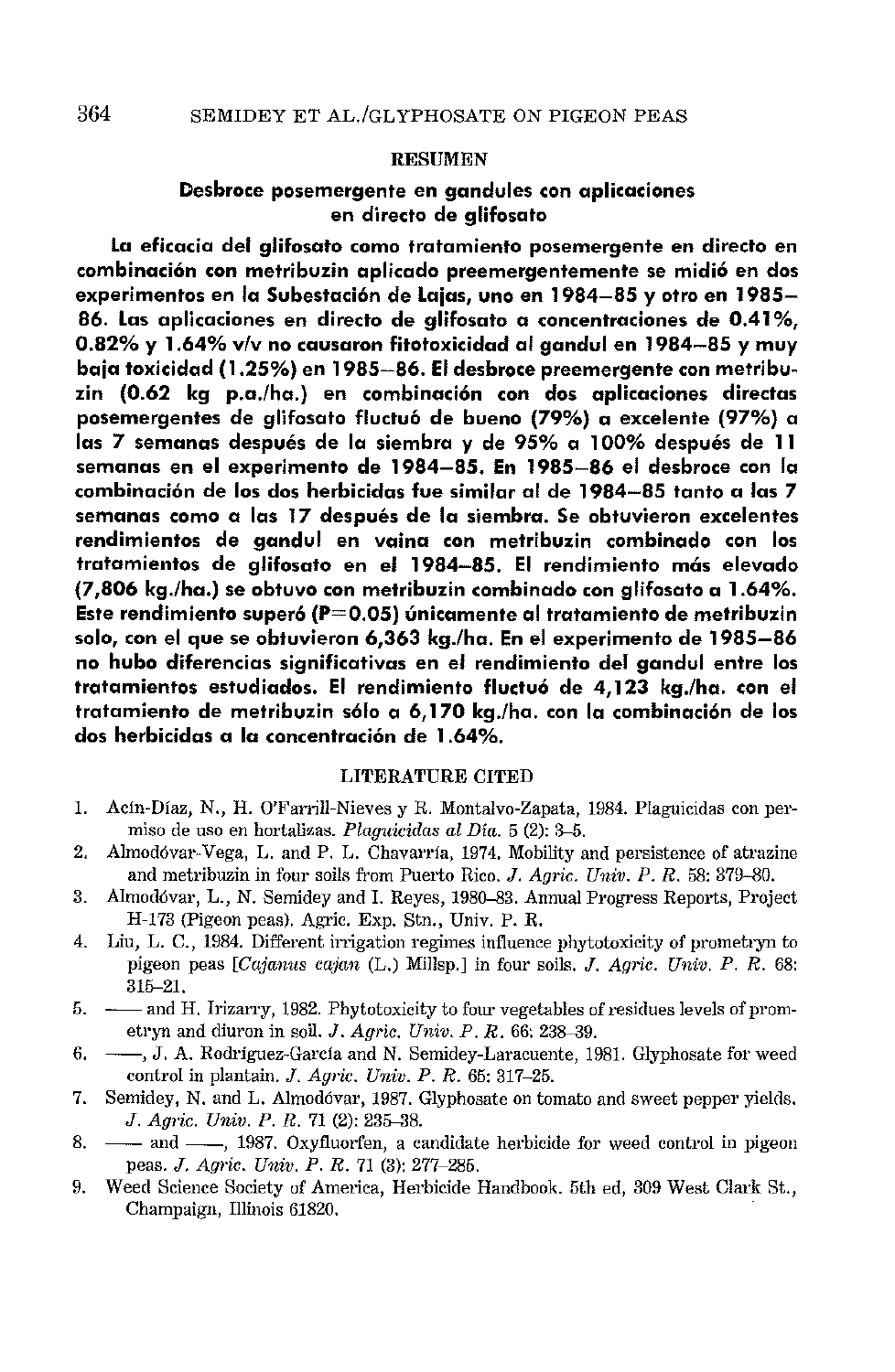## RESUMEN

### Desbroce posemergente en gandules con aplicaciones en directo de glifosato

**La eficacia del glifosato como tratamiento posemergente en directo en combinación con metribuzin aplicado preemergentemente se midió en dos experimentos en la Subestación de Lajas, uno en 1984–85 y otro en 1985–86. Las aplicaciones en directo de glifosato a concentraciones de 0.41%, 0.82% y 1.64% v/v no causaron fitotoxicidad al gandul en 1984–85 y muy baja toxicidad (1.25%) en 1985–86. El desbroce preemergente con metribuzin (0.62 kg p.a./ha.) en combinación con dos aplicaciones directas posemergentes de glifosato fluctuó de bueno (79%) a excelente (97%) a las 7 semanas después de la siembra y de 95% a 100% después de 11 semanas en el experimento de 1984–85. En 1985–86 el desbroce con la combinación de los dos herbicidas fue similar al de 1984–85 tanto a las 7 semanas como a las 17 después de la siembra. Se obtuvieron excelentes rendimientos de gandul en vaina con metribuzin combinado con los tratamientos de glifosato en el 1984–85. El rendimiento más elevado (7,806 kg./ha.) se obtuvo con metribuzin combinado con glifosato a 1.64%. Este rendimiento superó (P=0.05) únicamente al tratamiento de metribuzin solo, con el que se obtuvieron 6,363 kg./ha. En el experimento de 1985–86 no hubo diferencias significativas en el rendimiento del gandul entre los tratamientos estudiados. El rendimiento fluctuó de 4,123 kg./ha. con el tratamiento de metribuzin sólo a 6,170 kg./ha. con la combinación de los dos herbicidas a la concentración de 1.64%.**

## LITERATURE CITED

1. Acín-Díaz, N., H. O'Farrill-Nieves y R. Montalvo-Zapata, 1984. Plaguicidas con permiso de uso en hortalizas. *Plaguicidas al Día.* 5 (2): 3–5.
2. Almodóvar-Vega, L. and P. L. Chavarría, 1974. Mobility and persistence of atrazine and metribuzin in four soils from Puerto Rico. *J. Agric. Univ. P. R.* 58: 379–80.
3. Almodóvar, L., N. Semidey and I. Reyes, 1980–83. Annual Progress Reports, Project H-173 (Pigeon peas). Agric. Exp. Stn., Univ. P. R.
4. Liu, L. C., 1984. Different irrigation regimes influence phytotoxicity of prometryn to pigeon peas [*Cajanus cajan* (L.) Millsp.] in four soils. *J. Agric. Univ. P. R.* 68: 315–21.
5. —— and H. Irizarry, 1982. Phytotoxicity to four vegetables of residues levels of prometryn and diuron in soil. *J. Agric. Univ. P. R.* 66: 238–39.
6. ——, J. A. Rodríguez-García and N. Semidey-Laracuente, 1981. Glyphosate for weed control in plantain. *J. Agric. Univ. P. R.* 65: 317–25.
7. Semidey, N. and L. Almodóvar, 1987. Glyphosate on tomato and sweet pepper yields. *J. Agric. Univ. P. R.* 71 (2): 235–38.
8. —— and ——, 1987. Oxyfluorfen, a candidate herbicide for weed control in pigeon peas. *J. Agric. Univ. P. R.* 71 (3): 277–285.
9. Weed Science Society of America, Herbicide Handbook. 5th ed, 309 West Clark St., Champaign, Illinois 61820.